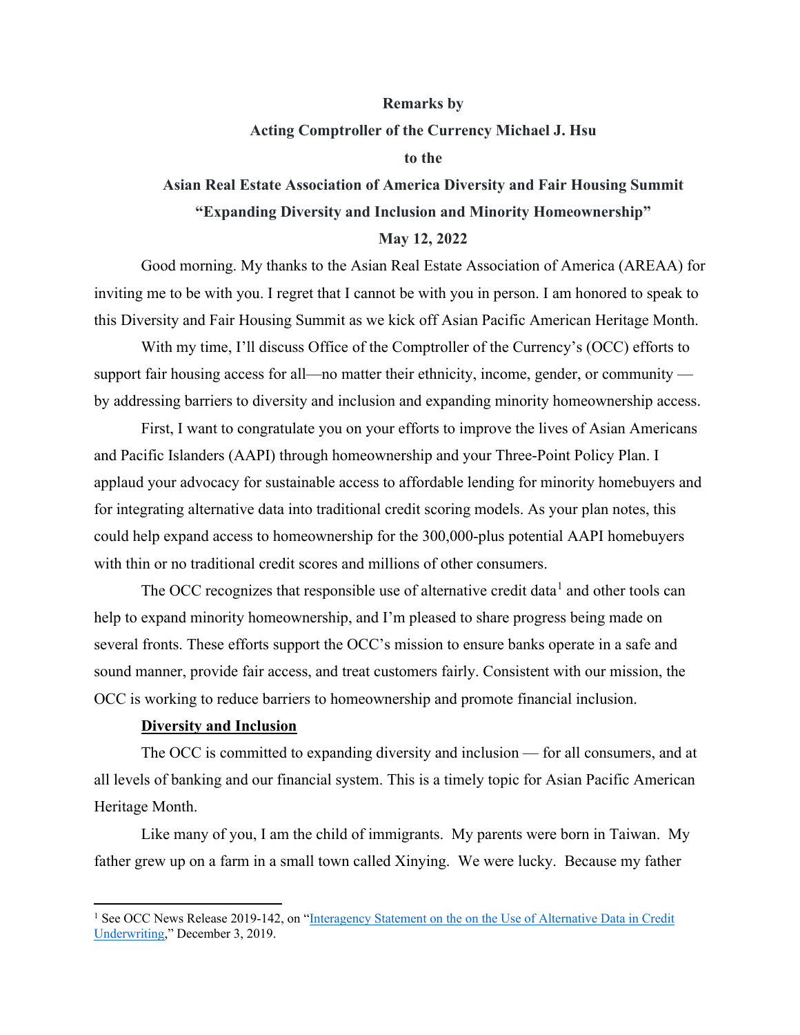**Remarks by**

**Acting Comptroller of the Currency Michael J. Hsu**

**to the**

**Asian Real Estate Association of America Diversity and Fair Housing Summit**

**"Expanding Diversity and Inclusion and Minority Homeownership"**

**May 12, 2022**

Good morning. My thanks to the Asian Real Estate Association of America (AREAA) for inviting me to be with you. I regret that I cannot be with you in person. I am honored to speak to this Diversity and Fair Housing Summit as we kick off Asian Pacific American Heritage Month.

With my time, I'll discuss Office of the Comptroller of the Currency's (OCC) efforts to support fair housing access for all—no matter their ethnicity, income, gender, or community — by addressing barriers to diversity and inclusion and expanding minority homeownership access.

First, I want to congratulate you on your efforts to improve the lives of Asian Americans and Pacific Islanders (AAPI) through homeownership and your Three-Point Policy Plan. I applaud your advocacy for sustainable access to affordable lending for minority homebuyers and for integrating alternative data into traditional credit scoring models. As your plan notes, this could help expand access to homeownership for the 300,000-plus potential AAPI homebuyers with thin or no traditional credit scores and millions of other consumers.

The OCC recognizes that responsible use of alternative credit data[1] and other tools can help to expand minority homeownership, and I'm pleased to share progress being made on several fronts. These efforts support the OCC's mission to ensure banks operate in a safe and sound manner, provide fair access, and treat customers fairly. Consistent with our mission, the OCC is working to reduce barriers to homeownership and promote financial inclusion.

**Diversity and Inclusion**

The OCC is committed to expanding diversity and inclusion — for all consumers, and at all levels of banking and our financial system. This is a timely topic for Asian Pacific American Heritage Month.

Like many of you, I am the child of immigrants. My parents were born in Taiwan. My father grew up on a farm in a small town called Xinying. We were lucky. Because my father

[1] See OCC News Release 2019-142, on "Interagency Statement on the on the Use of Alternative Data in Credit Underwriting," December 3, 2019.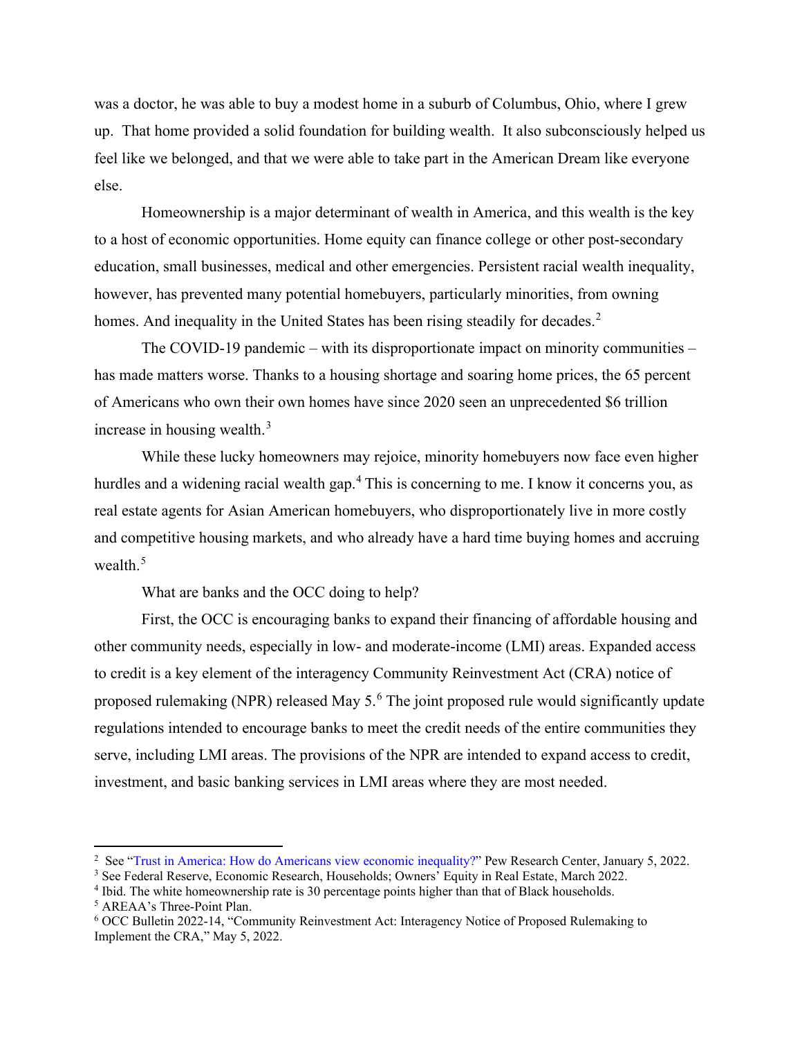was a doctor, he was able to buy a modest home in a suburb of Columbus, Ohio, where I grew up. That home provided a solid foundation for building wealth. It also subconsciously helped us feel like we belonged, and that we were able to take part in the American Dream like everyone else.

Homeownership is a major determinant of wealth in America, and this wealth is the key to a host of economic opportunities. Home equity can finance college or other post-secondary education, small businesses, medical and other emergencies. Persistent racial wealth inequality, however, has prevented many potential homebuyers, particularly minorities, from owning homes. And inequality in the United States has been rising steadily for decades.[2]

The COVID-19 pandemic – with its disproportionate impact on minority communities – has made matters worse. Thanks to a housing shortage and soaring home prices, the 65 percent of Americans who own their own homes have since 2020 seen an unprecedented $6 trillion increase in housing wealth.[3]

While these lucky homeowners may rejoice, minority homebuyers now face even higher hurdles and a widening racial wealth gap.[4] This is concerning to me. I know it concerns you, as real estate agents for Asian American homebuyers, who disproportionately live in more costly and competitive housing markets, and who already have a hard time buying homes and accruing wealth.[5]

What are banks and the OCC doing to help?

First, the OCC is encouraging banks to expand their financing of affordable housing and other community needs, especially in low- and moderate-income (LMI) areas. Expanded access to credit is a key element of the interagency Community Reinvestment Act (CRA) notice of proposed rulemaking (NPR) released May 5.[6] The joint proposed rule would significantly update regulations intended to encourage banks to meet the credit needs of the entire communities they serve, including LMI areas. The provisions of the NPR are intended to expand access to credit, investment, and basic banking services in LMI areas where they are most needed.

---

[2] See "Trust in America: How do Americans view economic inequality?" Pew Research Center, January 5, 2022.

[3] See Federal Reserve, Economic Research, Households; Owners' Equity in Real Estate, March 2022.

[4] Ibid. The white homeownership rate is 30 percentage points higher than that of Black households.

[5] AREAA's Three-Point Plan.

[6] OCC Bulletin 2022-14, "Community Reinvestment Act: Interagency Notice of Proposed Rulemaking to Implement the CRA," May 5, 2022.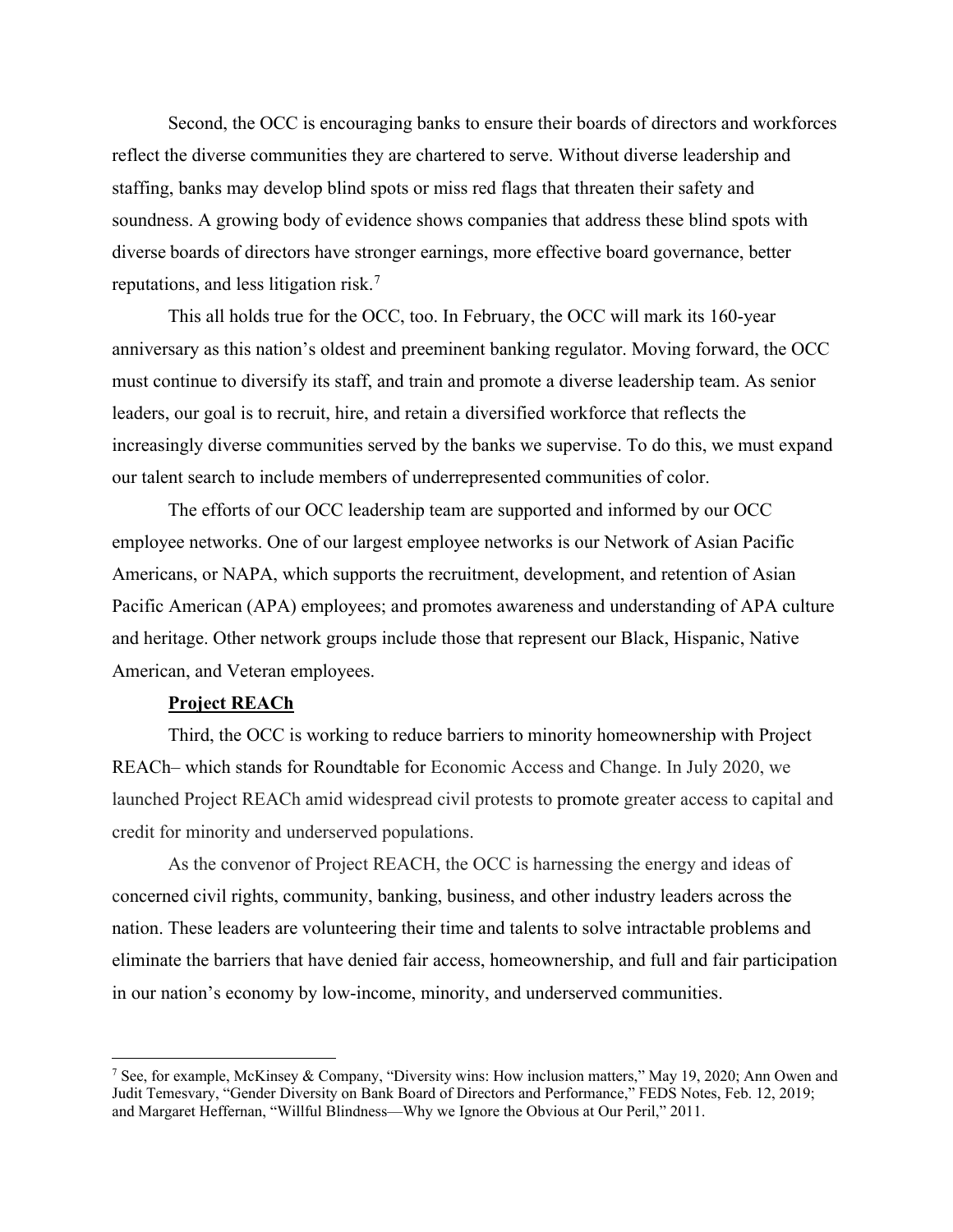Second, the OCC is encouraging banks to ensure their boards of directors and workforces reflect the diverse communities they are chartered to serve. Without diverse leadership and staffing, banks may develop blind spots or miss red flags that threaten their safety and soundness. A growing body of evidence shows companies that address these blind spots with diverse boards of directors have stronger earnings, more effective board governance, better reputations, and less litigation risk.[7]

This all holds true for the OCC, too. In February, the OCC will mark its 160-year anniversary as this nation's oldest and preeminent banking regulator. Moving forward, the OCC must continue to diversify its staff, and train and promote a diverse leadership team. As senior leaders, our goal is to recruit, hire, and retain a diversified workforce that reflects the increasingly diverse communities served by the banks we supervise. To do this, we must expand our talent search to include members of underrepresented communities of color.

The efforts of our OCC leadership team are supported and informed by our OCC employee networks. One of our largest employee networks is our Network of Asian Pacific Americans, or NAPA, which supports the recruitment, development, and retention of Asian Pacific American (APA) employees; and promotes awareness and understanding of APA culture and heritage. Other network groups include those that represent our Black, Hispanic, Native American, and Veteran employees.

**Project REACh**

Third, the OCC is working to reduce barriers to minority homeownership with Project REACh– which stands for Roundtable for Economic Access and Change. In July 2020, we launched Project REACh amid widespread civil protests to promote greater access to capital and credit for minority and underserved populations.

As the convenor of Project REACH, the OCC is harnessing the energy and ideas of concerned civil rights, community, banking, business, and other industry leaders across the nation. These leaders are volunteering their time and talents to solve intractable problems and eliminate the barriers that have denied fair access, homeownership, and full and fair participation in our nation's economy by low-income, minority, and underserved communities.

[7] See, for example, McKinsey & Company, "Diversity wins: How inclusion matters," May 19, 2020; Ann Owen and Judit Temesvary, "Gender Diversity on Bank Board of Directors and Performance," FEDS Notes, Feb. 12, 2019; and Margaret Heffernan, "Willful Blindness—Why we Ignore the Obvious at Our Peril," 2011.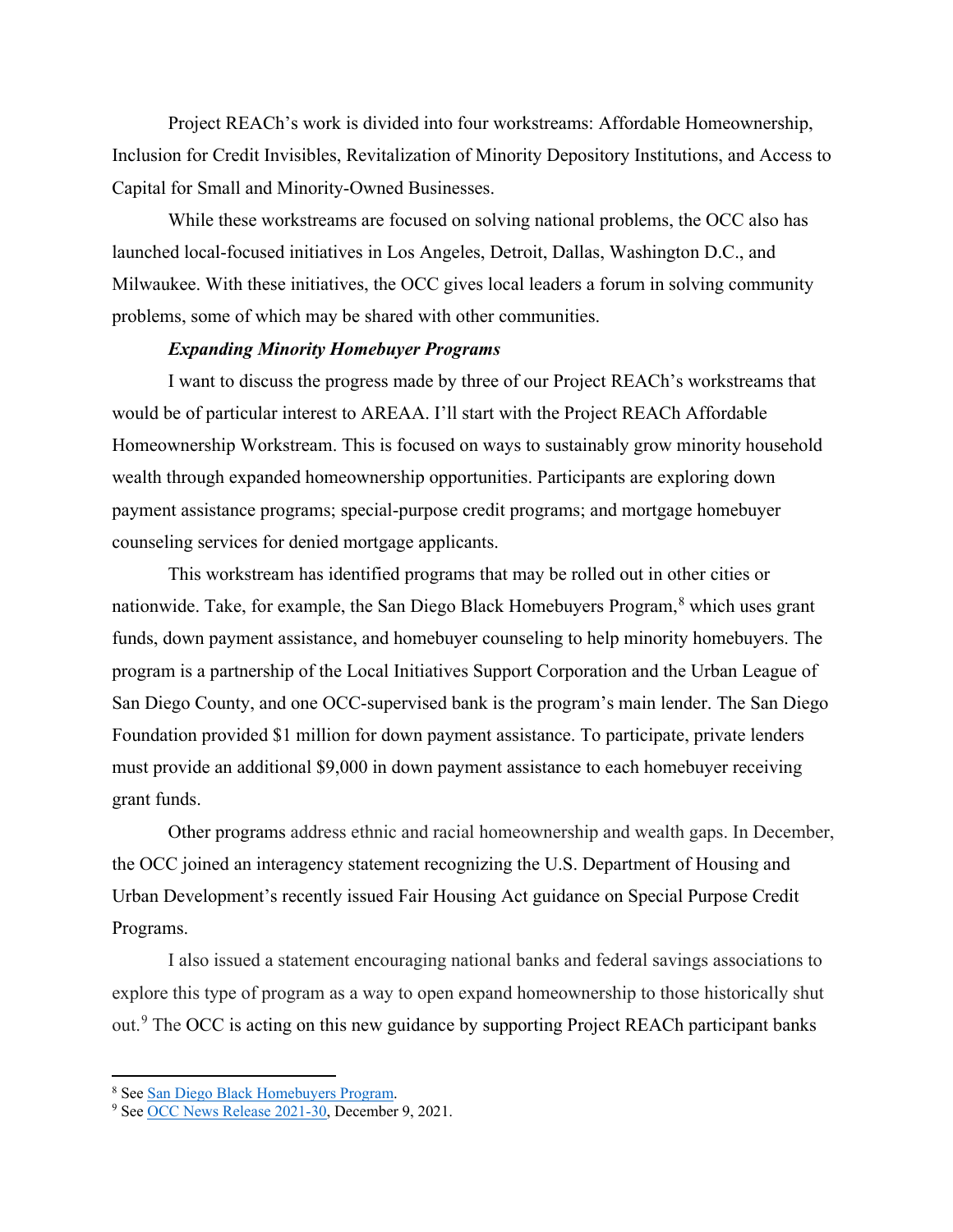Project REACh's work is divided into four workstreams: Affordable Homeownership, Inclusion for Credit Invisibles, Revitalization of Minority Depository Institutions, and Access to Capital for Small and Minority-Owned Businesses.

While these workstreams are focused on solving national problems, the OCC also has launched local-focused initiatives in Los Angeles, Detroit, Dallas, Washington D.C., and Milwaukee. With these initiatives, the OCC gives local leaders a forum in solving community problems, some of which may be shared with other communities.

***Expanding Minority Homebuyer Programs***

I want to discuss the progress made by three of our Project REACh's workstreams that would be of particular interest to AREAA. I'll start with the Project REACh Affordable Homeownership Workstream. This is focused on ways to sustainably grow minority household wealth through expanded homeownership opportunities. Participants are exploring down payment assistance programs; special-purpose credit programs; and mortgage homebuyer counseling services for denied mortgage applicants.

This workstream has identified programs that may be rolled out in other cities or nationwide. Take, for example, the San Diego Black Homebuyers Program,[8] which uses grant funds, down payment assistance, and homebuyer counseling to help minority homebuyers. The program is a partnership of the Local Initiatives Support Corporation and the Urban League of San Diego County, and one OCC-supervised bank is the program's main lender. The San Diego Foundation provided $1 million for down payment assistance. To participate, private lenders must provide an additional $9,000 in down payment assistance to each homebuyer receiving grant funds.

Other programs address ethnic and racial homeownership and wealth gaps. In December, the OCC joined an interagency statement recognizing the U.S. Department of Housing and Urban Development's recently issued Fair Housing Act guidance on Special Purpose Credit Programs.

I also issued a statement encouraging national banks and federal savings associations to explore this type of program as a way to open expand homeownership to those historically shut out.[9] The OCC is acting on this new guidance by supporting Project REACh participant banks

---

[8] See San Diego Black Homebuyers Program.

[9] See OCC News Release 2021-30, December 9, 2021.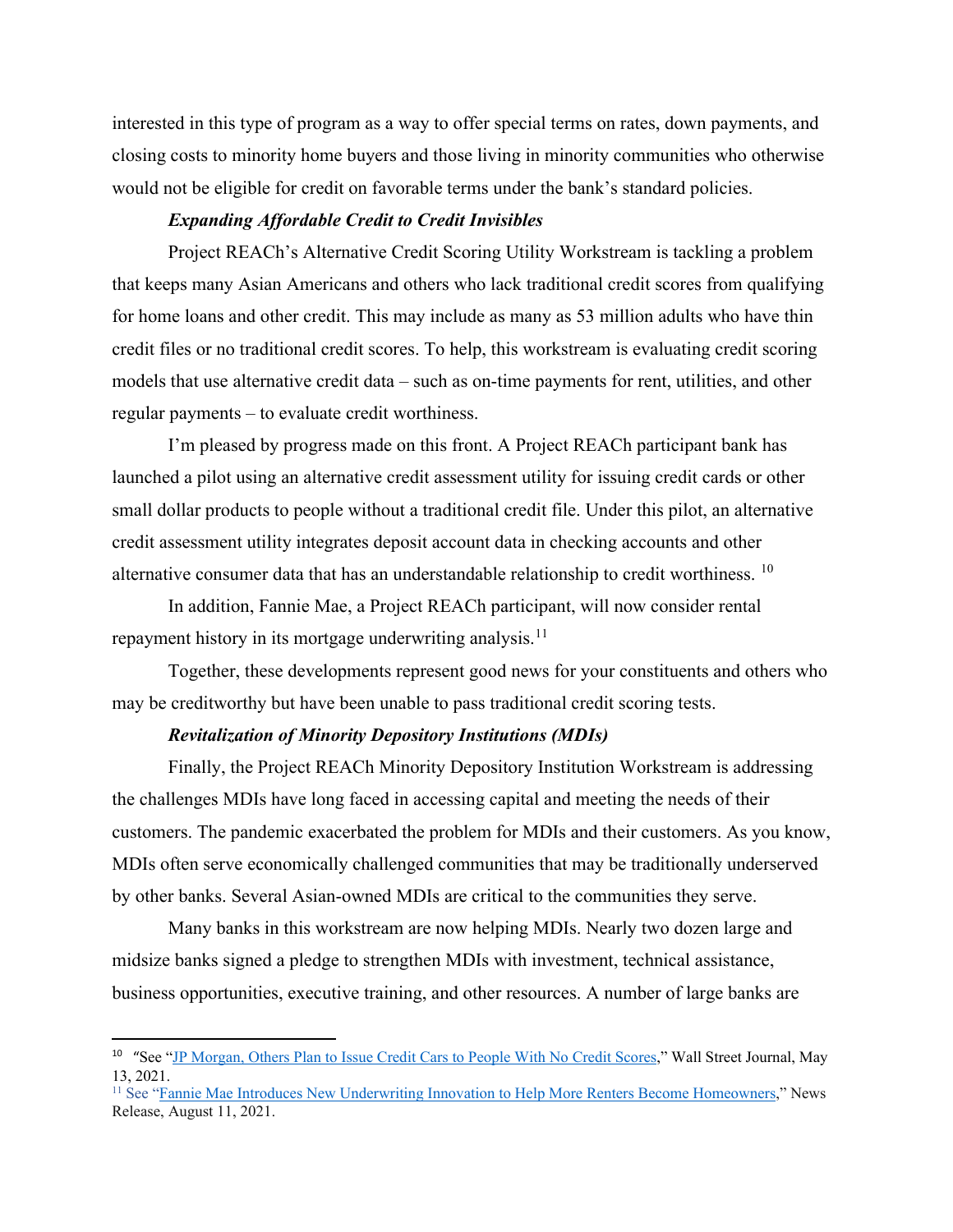interested in this type of program as a way to offer special terms on rates, down payments, and closing costs to minority home buyers and those living in minority communities who otherwise would not be eligible for credit on favorable terms under the bank's standard policies.

***Expanding Affordable Credit to Credit Invisibles***

Project REACh's Alternative Credit Scoring Utility Workstream is tackling a problem that keeps many Asian Americans and others who lack traditional credit scores from qualifying for home loans and other credit. This may include as many as 53 million adults who have thin credit files or no traditional credit scores. To help, this workstream is evaluating credit scoring models that use alternative credit data – such as on-time payments for rent, utilities, and other regular payments – to evaluate credit worthiness.

I'm pleased by progress made on this front. A Project REACh participant bank has launched a pilot using an alternative credit assessment utility for issuing credit cards or other small dollar products to people without a traditional credit file. Under this pilot, an alternative credit assessment utility integrates deposit account data in checking accounts and other alternative consumer data that has an understandable relationship to credit worthiness. [10]

In addition, Fannie Mae, a Project REACh participant, will now consider rental repayment history in its mortgage underwriting analysis.[11]

Together, these developments represent good news for your constituents and others who may be creditworthy but have been unable to pass traditional credit scoring tests.

***Revitalization of Minority Depository Institutions (MDIs)***

Finally, the Project REACh Minority Depository Institution Workstream is addressing the challenges MDIs have long faced in accessing capital and meeting the needs of their customers. The pandemic exacerbated the problem for MDIs and their customers. As you know, MDIs often serve economically challenged communities that may be traditionally underserved by other banks. Several Asian-owned MDIs are critical to the communities they serve.

Many banks in this workstream are now helping MDIs. Nearly two dozen large and midsize banks signed a pledge to strengthen MDIs with investment, technical assistance, business opportunities, executive training, and other resources. A number of large banks are

---

[10] "See "JP Morgan, Others Plan to Issue Credit Cars to People With No Credit Scores," Wall Street Journal, May 13, 2021.

[11] See "Fannie Mae Introduces New Underwriting Innovation to Help More Renters Become Homeowners," News Release, August 11, 2021.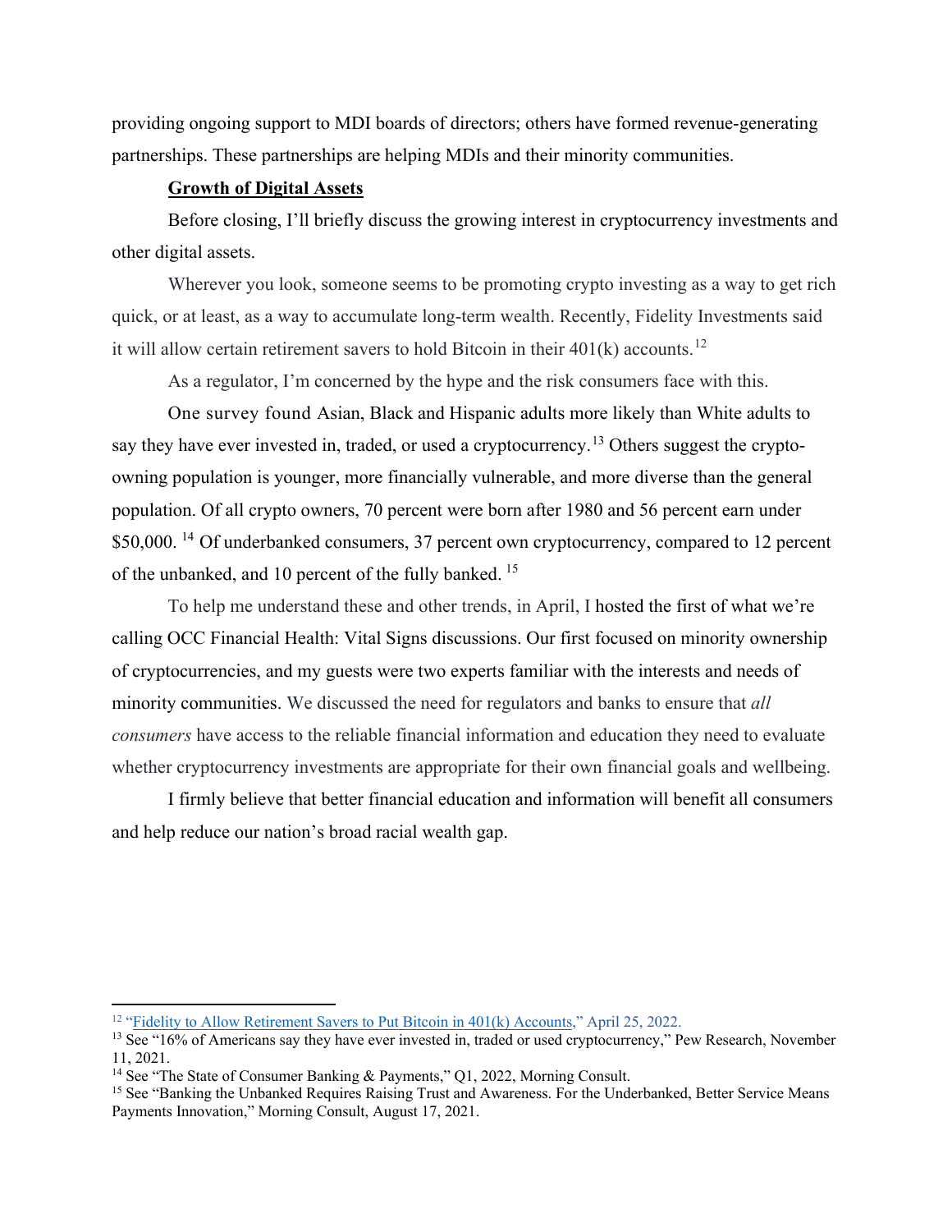providing ongoing support to MDI boards of directors; others have formed revenue-generating partnerships. These partnerships are helping MDIs and their minority communities.

**Growth of Digital Assets**

Before closing, I'll briefly discuss the growing interest in cryptocurrency investments and other digital assets.

Wherever you look, someone seems to be promoting crypto investing as a way to get rich quick, or at least, as a way to accumulate long-term wealth. Recently, Fidelity Investments said it will allow certain retirement savers to hold Bitcoin in their 401(k) accounts.[12]

As a regulator, I'm concerned by the hype and the risk consumers face with this.

One survey found Asian, Black and Hispanic adults more likely than White adults to say they have ever invested in, traded, or used a cryptocurrency.[13] Others suggest the crypto-owning population is younger, more financially vulnerable, and more diverse than the general population. Of all crypto owners, 70 percent were born after 1980 and 56 percent earn under $50,000.[14] Of underbanked consumers, 37 percent own cryptocurrency, compared to 12 percent of the unbanked, and 10 percent of the fully banked.[15]

To help me understand these and other trends, in April, I hosted the first of what we're calling OCC Financial Health: Vital Signs discussions. Our first focused on minority ownership of cryptocurrencies, and my guests were two experts familiar with the interests and needs of minority communities. We discussed the need for regulators and banks to ensure that *all consumers* have access to the reliable financial information and education they need to evaluate whether cryptocurrency investments are appropriate for their own financial goals and wellbeing.

I firmly believe that better financial education and information will benefit all consumers and help reduce our nation's broad racial wealth gap.

---

[12] "Fidelity to Allow Retirement Savers to Put Bitcoin in 401(k) Accounts," April 25, 2022.

[13] See "16% of Americans say they have ever invested in, traded or used cryptocurrency," Pew Research, November 11, 2021.

[14] See "The State of Consumer Banking & Payments," Q1, 2022, Morning Consult.

[15] See "Banking the Unbanked Requires Raising Trust and Awareness. For the Underbanked, Better Service Means Payments Innovation," Morning Consult, August 17, 2021.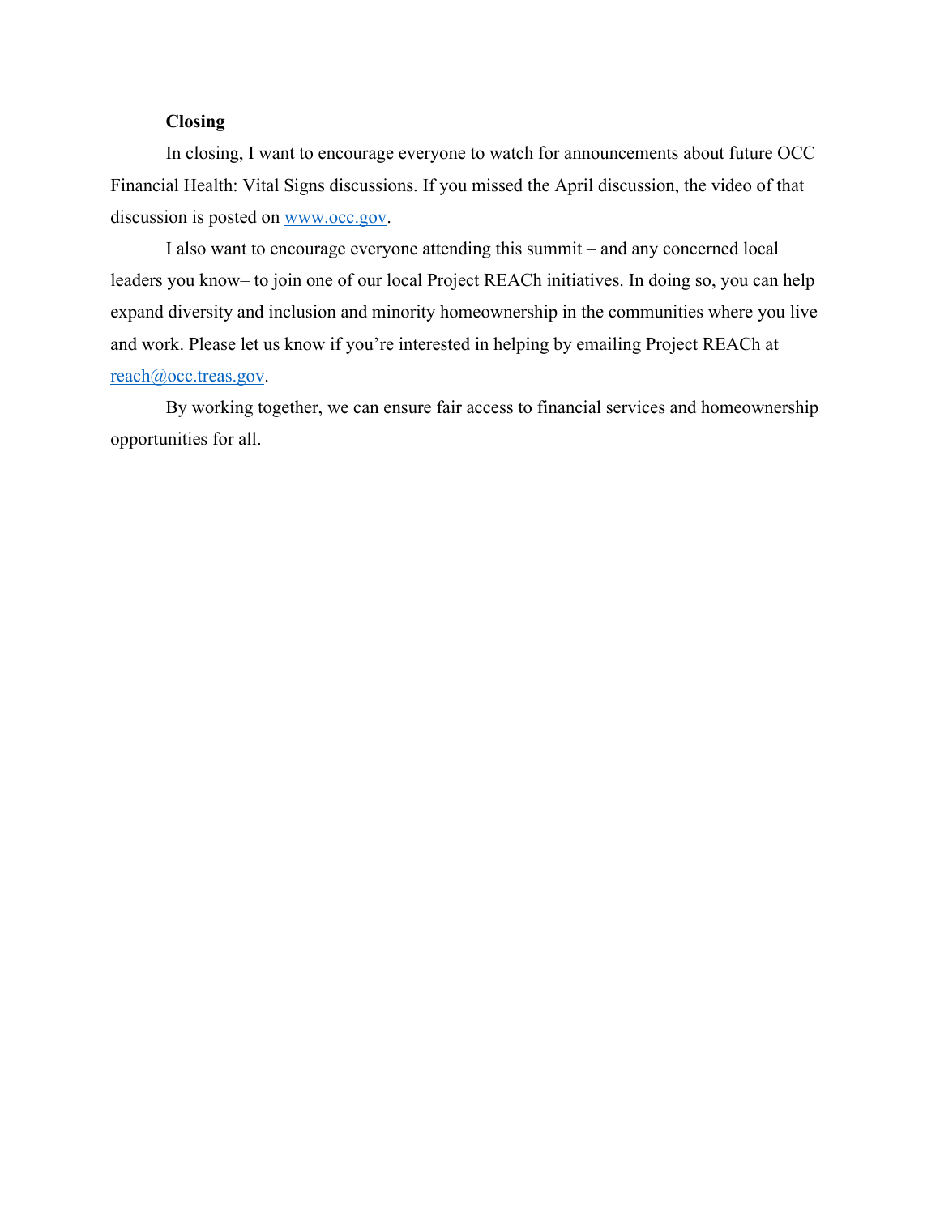**Closing**

In closing, I want to encourage everyone to watch for announcements about future OCC Financial Health: Vital Signs discussions. If you missed the April discussion, the video of that discussion is posted on [www.occ.gov](http://www.occ.gov).

I also want to encourage everyone attending this summit – and any concerned local leaders you know– to join one of our local Project REACh initiatives. In doing so, you can help expand diversity and inclusion and minority homeownership in the communities where you live and work. Please let us know if you're interested in helping by emailing Project REACh at [reach@occ.treas.gov](mailto:reach@occ.treas.gov).

By working together, we can ensure fair access to financial services and homeownership opportunities for all.